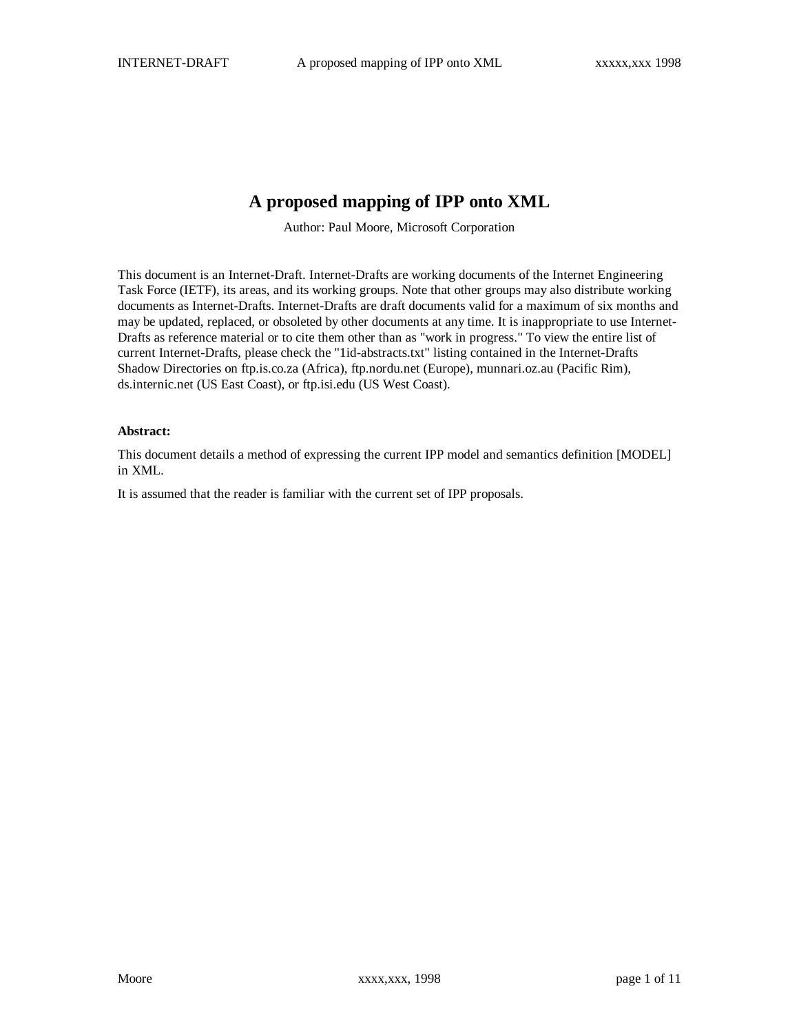# A proposed mapping of IPP onto XML

Author: Paul Moore, Microsoft Corporation

This document is an Internet-Draft. Internet-Drafts are working documents of the Internet Engineering Task Force (IETF), its areas, and its working groups. Note that other groups may also distribute working documents as Internet-Drafts. Internet-Drafts are draft documents valid for a maximum of six months and may be updated, replaced, or obsoleted by other documents at any time. It is inappropriate to use Internet-Drafts as reference material or to cite them other than as "work in progress." To view the entire list of current Internet-Drafts, please check the "1id-abstracts.txt" listing contained in the Internet-Drafts Shadow Directories on ftp.is.co.za (Africa), ftp.nordu.net (Europe), munnari.oz.au (Pacific Rim), ds.internic.net (US East Coast), or ftp.isi.edu (US West Coast).

**Abstract:**

This document details a method of expressing the current IPP model and semantics definition [MODEL] in XML.

It is assumed that the reader is familiar with the current set of IPP proposals.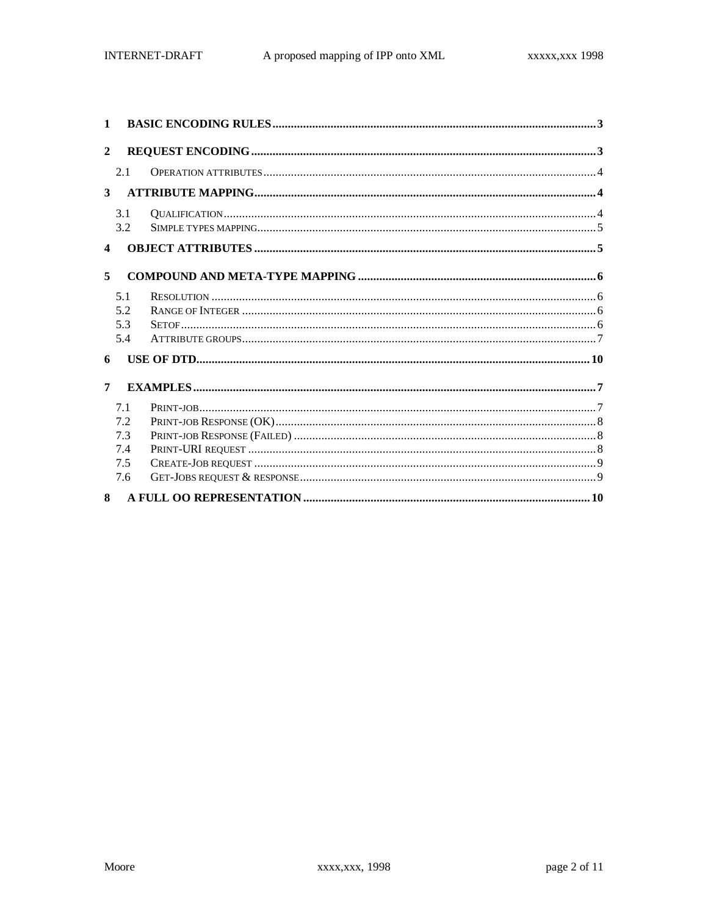1 BASIC ENCODING RULES ..... 3

2 REQUEST ENCODING ..... 3

- 2.1 OPERATION ATTRIBUTES ..... 4

3 ATTRIBUTE MAPPING ..... 4

- 3.1 QUALIFICATION ..... 4
- 3.2 SIMPLE TYPES MAPPING ..... 5

4 OBJECT ATTRIBUTES ..... 5

5 COMPOUND AND META-TYPE MAPPING ..... 6

- 5.1 RESOLUTION ..... 6
- 5.2 RANGE OF INTEGER ..... 6
- 5.3 SETOF ..... 6
- 5.4 ATTRIBUTE GROUPS ..... 7

6 USE OF DTD ..... 10

7 EXAMPLES ..... 7

- 7.1 PRINT-JOB ..... 7
- 7.2 PRINT-JOB RESPONSE (OK) ..... 8
- 7.3 PRINT-JOB RESPONSE (FAILED) ..... 8
- 7.4 PRINT-URI REQUEST ..... 8
- 7.5 CREATE-JOB REQUEST ..... 9
- 7.6 GET-JOBS REQUEST & RESPONSE ..... 9

8 A FULL OO REPRESENTATION ..... 10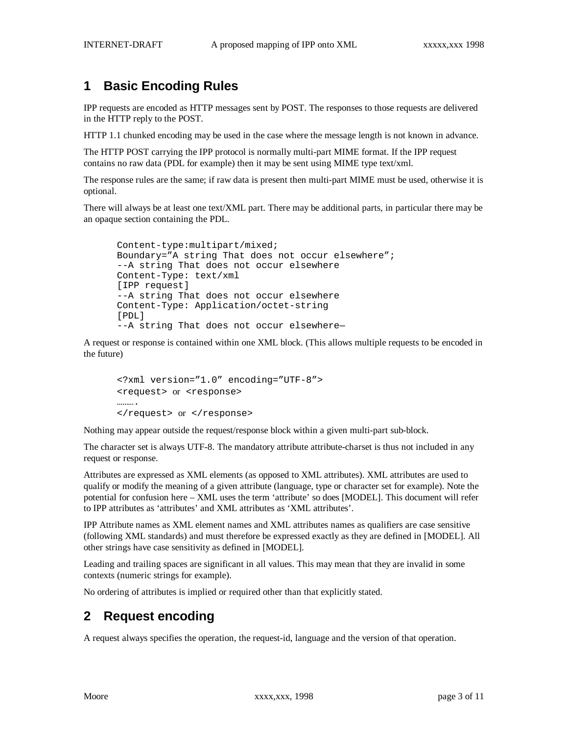# 1 Basic Encoding Rules

IPP requests are encoded as HTTP messages sent by POST. The responses to those requests are delivered in the HTTP reply to the POST.

HTTP 1.1 chunked encoding may be used in the case where the message length is not known in advance.

The HTTP POST carrying the IPP protocol is normally multi-part MIME format. If the IPP request contains no raw data (PDL for example) then it may be sent using MIME type text/xml.

The response rules are the same; if raw data is present then multi-part MIME must be used, otherwise it is optional.

There will always be at least one text/XML part. There may be additional parts, in particular there may be an opaque section containing the PDL.

```
Content-type:multipart/mixed;
Boundary="A string That does not occur elsewhere";
--A string That does not occur elsewhere
Content-Type: text/xml
[IPP request]
--A string That does not occur elsewhere
Content-Type: Application/octet-string
[PDL]
--A string That does not occur elsewhere—
```

A request or response is contained within one XML block. (This allows multiple requests to be encoded in the future)

```
<?xml version="1.0" encoding="UTF-8">
<request> or <response>
……….
</request> or </response>
```

Nothing may appear outside the request/response block within a given multi-part sub-block.

The character set is always UTF-8. The mandatory attribute attribute-charset is thus not included in any request or response.

Attributes are expressed as XML elements (as opposed to XML attributes). XML attributes are used to qualify or modify the meaning of a given attribute (language, type or character set for example). Note the potential for confusion here – XML uses the term 'attribute' so does [MODEL]. This document will refer to IPP attributes as 'attributes' and XML attributes as 'XML attributes'.

IPP Attribute names as XML element names and XML attributes names as qualifiers are case sensitive (following XML standards) and must therefore be expressed exactly as they are defined in [MODEL]. All other strings have case sensitivity as defined in [MODEL].

Leading and trailing spaces are significant in all values. This may mean that they are invalid in some contexts (numeric strings for example).

No ordering of attributes is implied or required other than that explicitly stated.

# 2 Request encoding

A request always specifies the operation, the request-id, language and the version of that operation.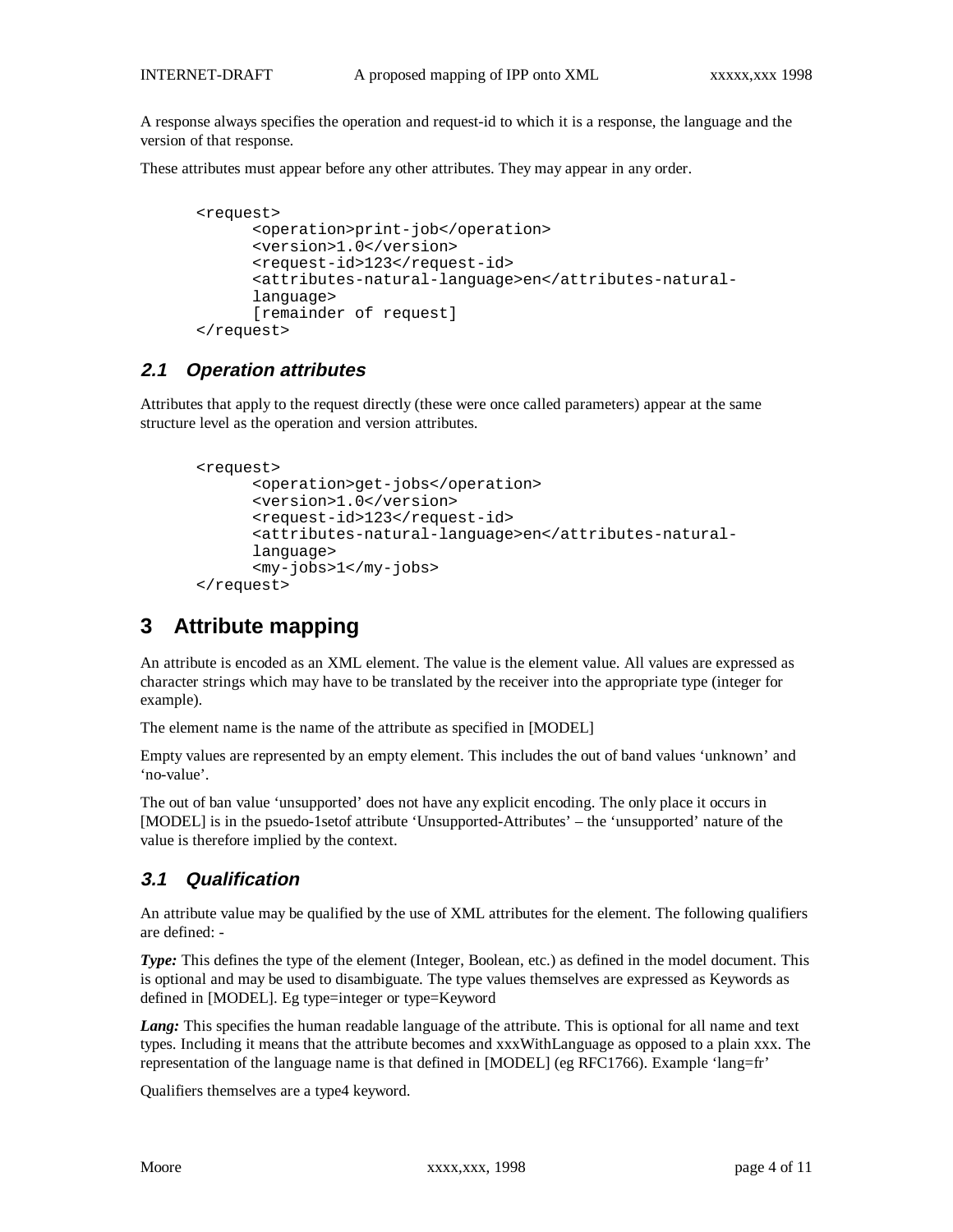A response always specifies the operation and request-id to which it is a response, the language and the version of that response.

These attributes must appear before any other attributes. They may appear in any order.

```
<request>
      <operation>print-job</operation>
      <version>1.0</version>
      <request-id>123</request-id>
      <attributes-natural-language>en</attributes-natural-
      language>
      [remainder of request]
</request>
```

## 2.1 Operation attributes

Attributes that apply to the request directly (these were once called parameters) appear at the same structure level as the operation and version attributes.

```
<request>
      <operation>get-jobs</operation>
      <version>1.0</version>
      <request-id>123</request-id>
      <attributes-natural-language>en</attributes-natural-
      language>
      <my-jobs>1</my-jobs>
</request>
```

# 3 Attribute mapping

An attribute is encoded as an XML element. The value is the element value. All values are expressed as character strings which may have to be translated by the receiver into the appropriate type (integer for example).

The element name is the name of the attribute as specified in [MODEL]

Empty values are represented by an empty element. This includes the out of band values 'unknown' and 'no-value'.

The out of ban value 'unsupported' does not have any explicit encoding. The only place it occurs in [MODEL] is in the psuedo-1setof attribute 'Unsupported-Attributes' – the 'unsupported' nature of the value is therefore implied by the context.

## 3.1 Qualification

An attribute value may be qualified by the use of XML attributes for the element. The following qualifiers are defined: -

***Type:*** This defines the type of the element (Integer, Boolean, etc.) as defined in the model document. This is optional and may be used to disambiguate. The type values themselves are expressed as Keywords as defined in [MODEL]. Eg type=integer or type=Keyword

***Lang:*** This specifies the human readable language of the attribute. This is optional for all name and text types. Including it means that the attribute becomes and xxxWithLanguage as opposed to a plain xxx. The representation of the language name is that defined in [MODEL] (eg RFC1766). Example 'lang=fr'

Qualifiers themselves are a type4 keyword.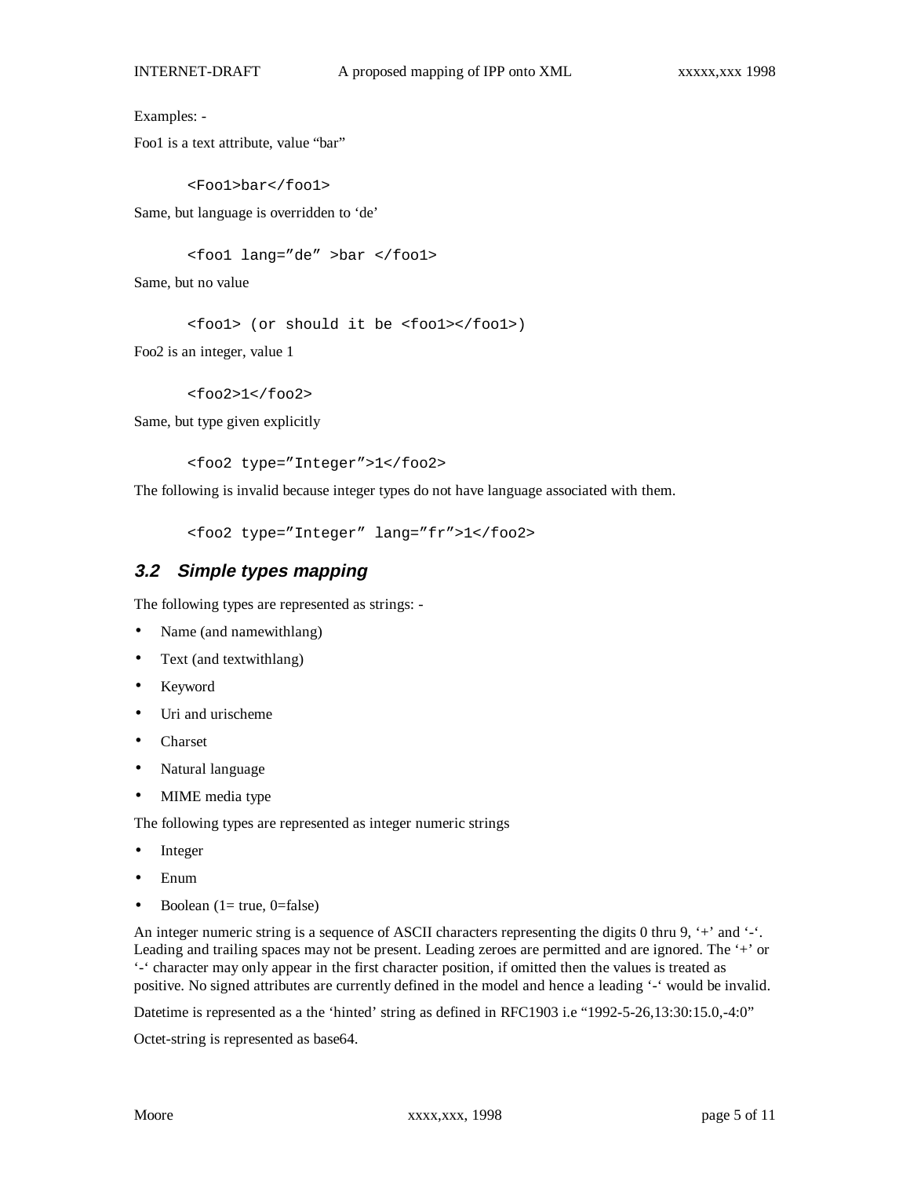Examples: -

Foo1 is a text attribute, value “bar”

```
<Foo1>bar</foo1>
```

Same, but language is overridden to ‘de’

```
<foo1 lang=”de” >bar </foo1>
```

Same, but no value

```
<foo1> (or should it be <foo1></foo1>)
```

Foo2 is an integer, value 1

```
<foo2>1</foo2>
```

Same, but type given explicitly

```
<foo2 type=”Integer”>1</foo2>
```

The following is invalid because integer types do not have language associated with them.

```
<foo2 type=”Integer” lang=”fr”>1</foo2>
```

## 3.2 Simple types mapping

The following types are represented as strings: -

- Name (and namewithlang)
- Text (and textwithlang)
- Keyword
- Uri and urischeme
- Charset
- Natural language
- MIME media type

The following types are represented as integer numeric strings

- Integer
- Enum
- Boolean (1= true, 0=false)

An integer numeric string is a sequence of ASCII characters representing the digits 0 thru 9, ‘+’ and ‘-‘. Leading and trailing spaces may not be present. Leading zeroes are permitted and are ignored. The ‘+’ or ‘-‘ character may only appear in the first character position, if omitted then the values is treated as positive. No signed attributes are currently defined in the model and hence a leading ‘-‘ would be invalid.

Datetime is represented as a the ‘hinted’ string as defined in RFC1903 i.e “1992-5-26,13:30:15.0,-4:0”

Octet-string is represented as base64.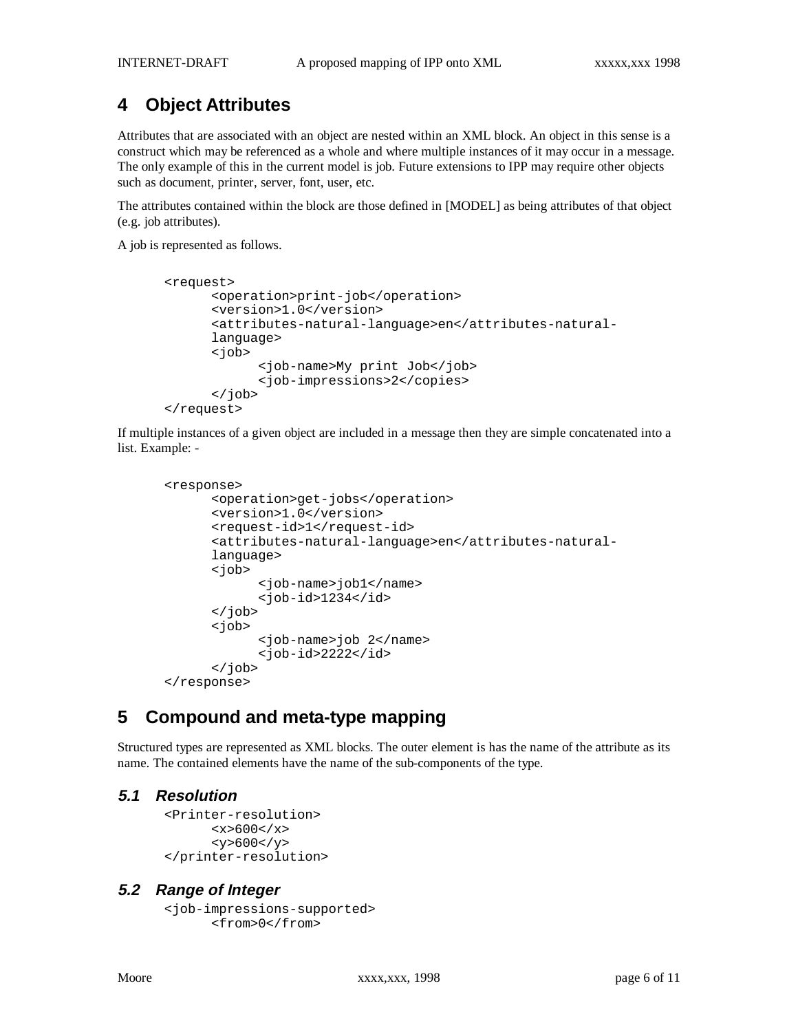# 4 Object Attributes

Attributes that are associated with an object are nested within an XML block. An object in this sense is a construct which may be referenced as a whole and where multiple instances of it may occur in a message. The only example of this in the current model is job. Future extensions to IPP may require other objects such as document, printer, server, font, user, etc.

The attributes contained within the block are those defined in [MODEL] as being attributes of that object (e.g. job attributes).

A job is represented as follows.

```
<request>
      <operation>print-job</operation>
      <version>1.0</version>
      <attributes-natural-language>en</attributes-natural-
      language>
      <job>
            <job-name>My print Job</job>
            <job-impressions>2</copies>
      </job>
</request>
```

If multiple instances of a given object are included in a message then they are simple concatenated into a list. Example: -

```
<response>
      <operation>get-jobs</operation>
      <version>1.0</version>
      <request-id>1</request-id>
      <attributes-natural-language>en</attributes-natural-
      language>
      <job>
            <job-name>job1</name>
            <job-id>1234</id>
      </job>
      <job>
            <job-name>job 2</name>
            <job-id>2222</id>
      </job>
</response>
```

# 5 Compound and meta-type mapping

Structured types are represented as XML blocks. The outer element is has the name of the attribute as its name. The contained elements have the name of the sub-components of the type.

## *5.1 Resolution*

```
<Printer-resolution>
      <x>600</x>
      <y>600</y>
</printer-resolution>
```

## *5.2 Range of Integer*

```
<job-impressions-supported>
      <from>0</from>
```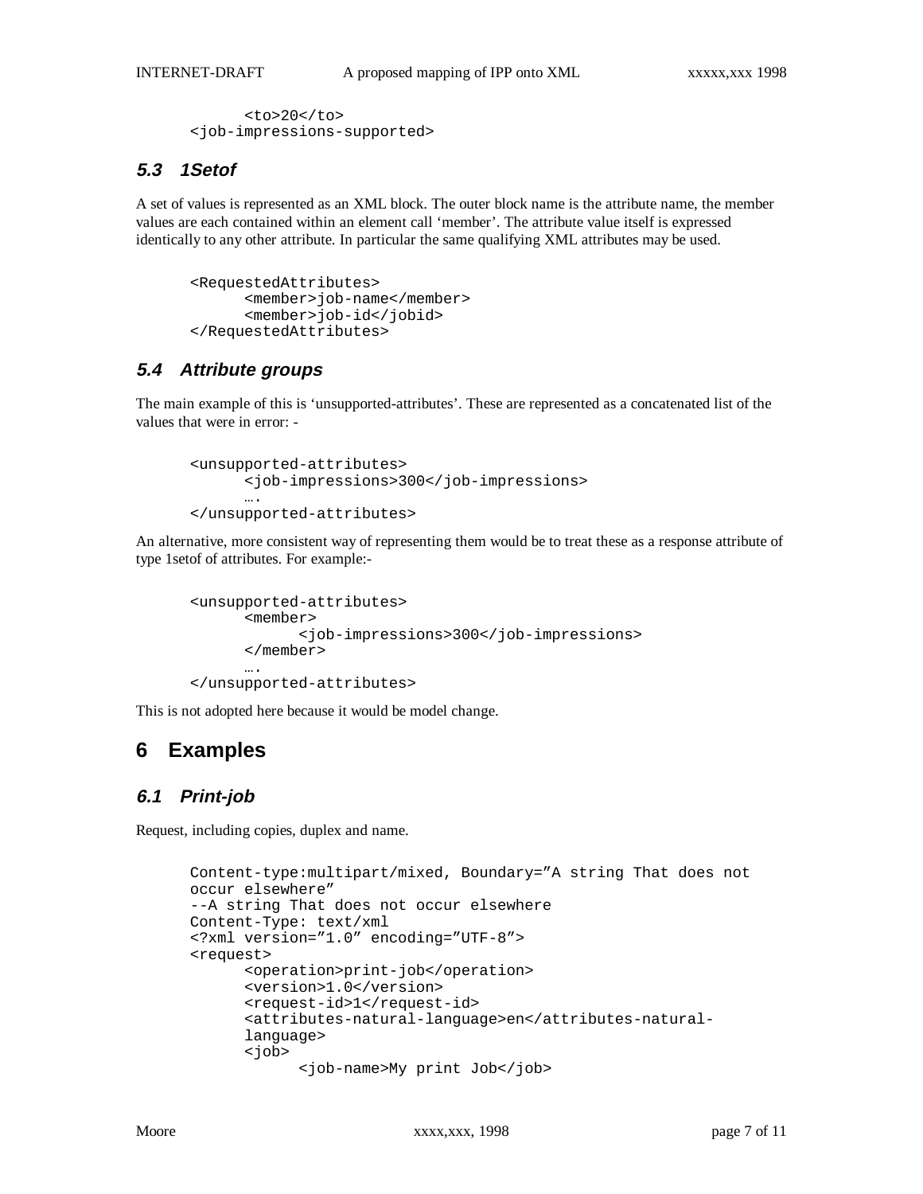```
      <to>20</to>
<job-impressions-supported>
```

### 5.3 1Setof

A set of values is represented as an XML block. The outer block name is the attribute name, the member values are each contained within an element call 'member'. The attribute value itself is expressed identically to any other attribute. In particular the same qualifying XML attributes may be used.

```
<RequestedAttributes>
      <member>job-name</member>
      <member>job-id</jobid>
</RequestedAttributes>
```

### 5.4 Attribute groups

The main example of this is 'unsupported-attributes'. These are represented as a concatenated list of the values that were in error: -

```
<unsupported-attributes>
      <job-impressions>300</job-impressions>
      ….
</unsupported-attributes>
```

An alternative, more consistent way of representing them would be to treat these as a response attribute of type 1setof of attributes. For example:-

```
<unsupported-attributes>
      <member>
            <job-impressions>300</job-impressions>
      </member>
      ….
</unsupported-attributes>
```

This is not adopted here because it would be model change.

## 6 Examples

### 6.1 Print-job

Request, including copies, duplex and name.

```
Content-type:multipart/mixed, Boundary="A string That does not
occur elsewhere"
--A string That does not occur elsewhere
Content-Type: text/xml
<?xml version="1.0" encoding="UTF-8">
<request>
      <operation>print-job</operation>
      <version>1.0</version>
      <request-id>1</request-id>
      <attributes-natural-language>en</attributes-natural-
      language>
      <job>
            <job-name>My print Job</job>
```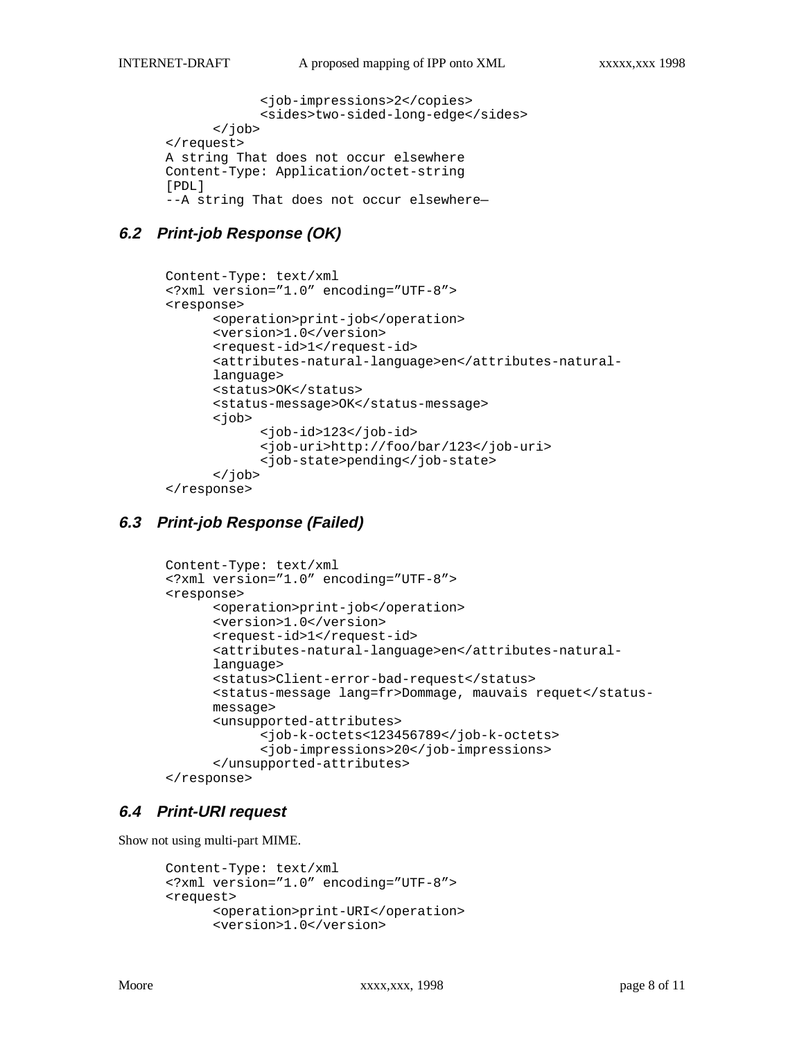```
            <job-impressions>2</copies>
            <sides>two-sided-long-edge</sides>
      </job>
</request>
A string That does not occur elsewhere
Content-Type: Application/octet-string
[PDL]
--A string That does not occur elsewhere—
```

## 6.2 Print-job Response (OK)

```
Content-Type: text/xml
<?xml version="1.0" encoding="UTF-8">
<response>
      <operation>print-job</operation>
      <version>1.0</version>
      <request-id>1</request-id>
      <attributes-natural-language>en</attributes-natural-
      language>
      <status>OK</status>
      <status-message>OK</status-message>
      <job>
            <job-id>123</job-id>
            <job-uri>http://foo/bar/123</job-uri>
            <job-state>pending</job-state>
      </job>
</response>
```

## 6.3 Print-job Response (Failed)

```
Content-Type: text/xml
<?xml version="1.0" encoding="UTF-8">
<response>
      <operation>print-job</operation>
      <version>1.0</version>
      <request-id>1</request-id>
      <attributes-natural-language>en</attributes-natural-
      language>
      <status>Client-error-bad-request</status>
      <status-message lang=fr>Dommage, mauvais requet</status-
      message>
      <unsupported-attributes>
            <job-k-octets<123456789</job-k-octets>
            <job-impressions>20</job-impressions>
      </unsupported-attributes>
</response>
```

## 6.4 Print-URI request

Show not using multi-part MIME.

```
Content-Type: text/xml
<?xml version="1.0" encoding="UTF-8">
<request>
      <operation>print-URI</operation>
      <version>1.0</version>
```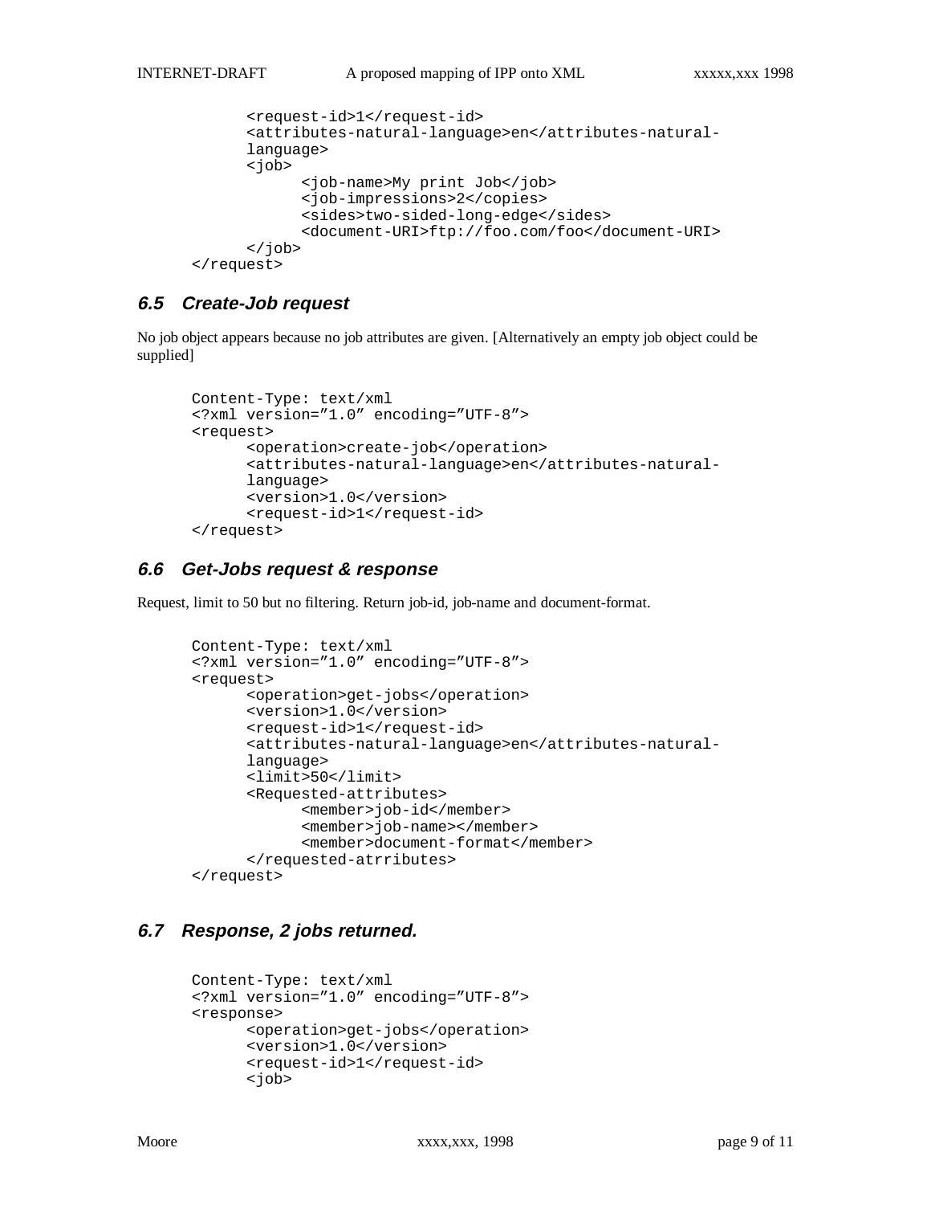```
        <request-id>1</request-id>
        <attributes-natural-language>en</attributes-natural-
        language>
        <job>
              <job-name>My print Job</job>
              <job-impressions>2</copies>
              <sides>two-sided-long-edge</sides>
              <document-URI>ftp://foo.com/foo</document-URI>
        </job>
</request>
```

### 6.5 Create-Job request

No job object appears because no job attributes are given. [Alternatively an empty job object could be supplied]

```
Content-Type: text/xml
<?xml version="1.0" encoding="UTF-8">
<request>
      <operation>create-job</operation>
      <attributes-natural-language>en</attributes-natural-
      language>
      <version>1.0</version>
      <request-id>1</request-id>
</request>
```

### 6.6 Get-Jobs request & response

Request, limit to 50 but no filtering. Return job-id, job-name and document-format.

```
Content-Type: text/xml
<?xml version="1.0" encoding="UTF-8">
<request>
      <operation>get-jobs</operation>
      <version>1.0</version>
      <request-id>1</request-id>
      <attributes-natural-language>en</attributes-natural-
      language>
      <limit>50</limit>
      <Requested-attributes>
            <member>job-id</member>
            <member>job-name></member>
            <member>document-format</member>
      </requested-atrributes>
</request>
```

### 6.7 Response, 2 jobs returned.

```
Content-Type: text/xml
<?xml version="1.0" encoding="UTF-8">
<response>
      <operation>get-jobs</operation>
      <version>1.0</version>
      <request-id>1</request-id>
      <job>
```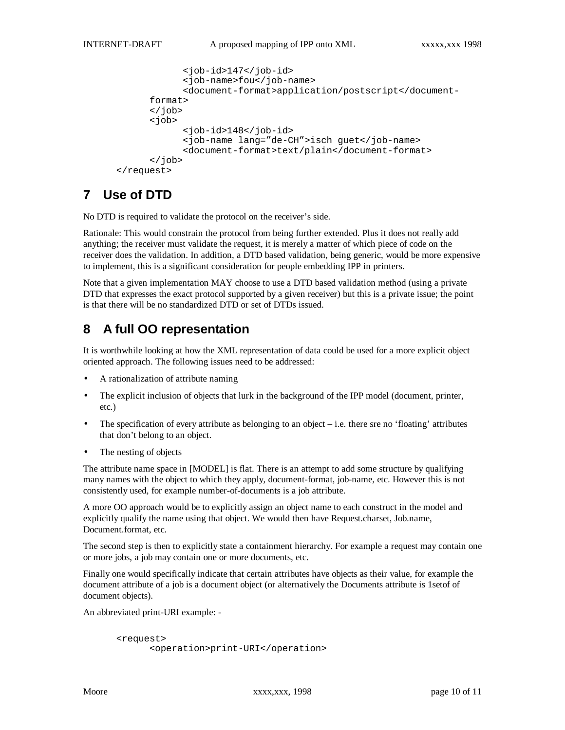```
            <job-id>147</job-id>
            <job-name>fou</job-name>
            <document-format>application/postscript</document-
        format>
        </job>
        <job>
            <job-id>148</job-id>
            <job-name lang="de-CH">isch guet</job-name>
            <document-format>text/plain</document-format>
        </job>
</request>
```

# 7 Use of DTD

No DTD is required to validate the protocol on the receiver's side.

Rationale: This would constrain the protocol from being further extended. Plus it does not really add anything; the receiver must validate the request, it is merely a matter of which piece of code on the receiver does the validation. In addition, a DTD based validation, being generic, would be more expensive to implement, this is a significant consideration for people embedding IPP in printers.

Note that a given implementation MAY choose to use a DTD based validation method (using a private DTD that expresses the exact protocol supported by a given receiver) but this is a private issue; the point is that there will be no standardized DTD or set of DTDs issued.

# 8 A full OO representation

It is worthwhile looking at how the XML representation of data could be used for a more explicit object oriented approach. The following issues need to be addressed:

- A rationalization of attribute naming
- The explicit inclusion of objects that lurk in the background of the IPP model (document, printer, etc.)
- The specification of every attribute as belonging to an object – i.e. there sre no 'floating' attributes that don't belong to an object.
- The nesting of objects

The attribute name space in [MODEL] is flat. There is an attempt to add some structure by qualifying many names with the object to which they apply, document-format, job-name, etc. However this is not consistently used, for example number-of-documents is a job attribute.

A more OO approach would be to explicitly assign an object name to each construct in the model and explicitly qualify the name using that object. We would then have Request.charset, Job.name, Document.format, etc.

The second step is then to explicitly state a containment hierarchy. For example a request may contain one or more jobs, a job may contain one or more documents, etc.

Finally one would specifically indicate that certain attributes have objects as their value, for example the document attribute of a job is a document object (or alternatively the Documents attribute is 1setof of document objects).

An abbreviated print-URI example: -

```
<request>
    <operation>print-URI</operation>
```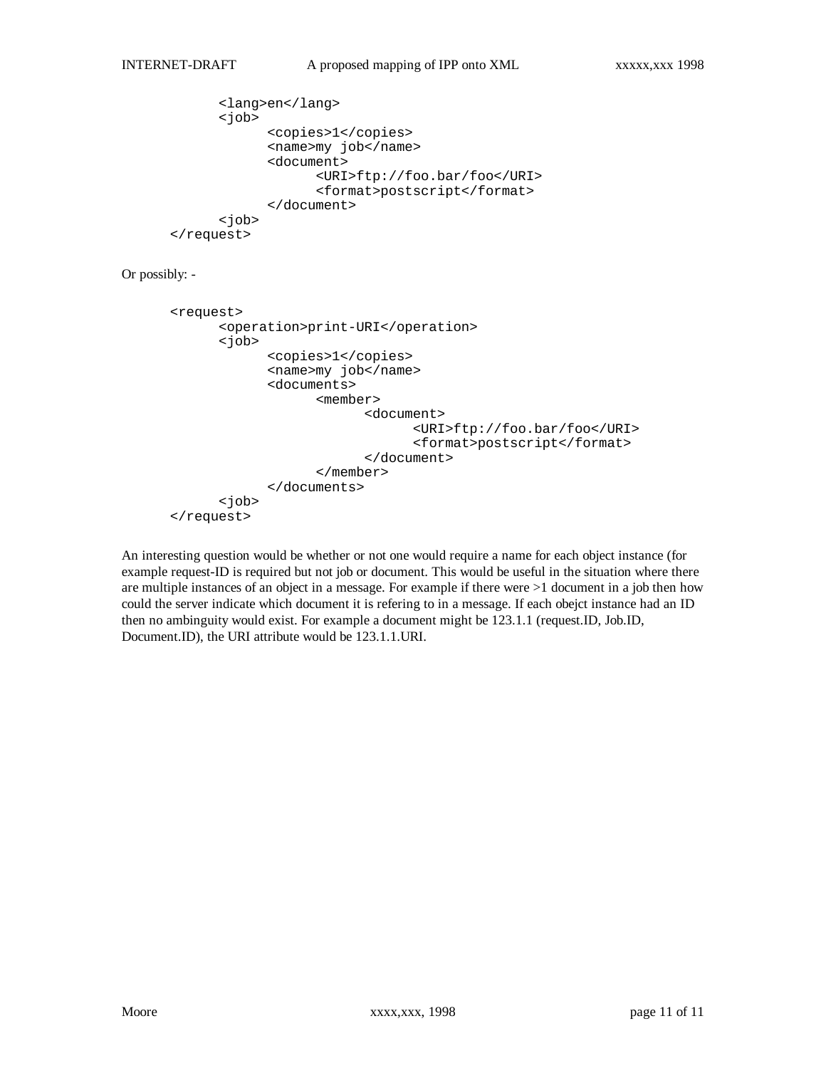```
        <lang>en</lang>
        <job>
              <copies>1</copies>
              <name>my job</name>
              <document>
                    <URI>ftp://foo.bar/foo</URI>
                    <format>postscript</format>
              </document>
        <job>
  </request>
```

Or possibly: -

```
  <request>
        <operation>print-URI</operation>
        <job>
              <copies>1</copies>
              <name>my job</name>
              <documents>
                    <member>
                          <document>
                                <URI>ftp://foo.bar/foo</URI>
                                <format>postscript</format>
                          </document>
                    </member>
              </documents>
        <job>
  </request>
```

An interesting question would be whether or not one would require a name for each object instance (for example request-ID is required but not job or document. This would be useful in the situation where there are multiple instances of an object in a message. For example if there were >1 document in a job then how could the server indicate which document it is refering to in a message. If each obejct instance had an ID then no ambinguity would exist. For example a document might be 123.1.1 (request.ID, Job.ID, Document.ID), the URI attribute would be 123.1.1.URI.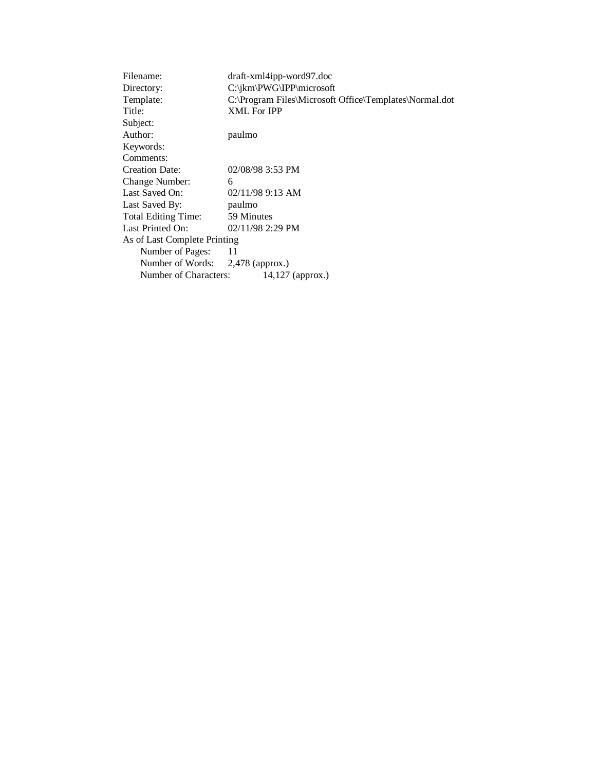Filename: draft-xml4ipp-word97.doc
Directory: C:\jkm\PWG\IPP\microsoft
Template: C:\Program Files\Microsoft Office\Templates\Normal.dot
Title: XML For IPP
Subject:
Author: paulmo
Keywords:
Comments:
Creation Date: 02/08/98 3:53 PM
Change Number: 6
Last Saved On: 02/11/98 9:13 AM
Last Saved By: paulmo
Total Editing Time: 59 Minutes
Last Printed On: 02/11/98 2:29 PM
As of Last Complete Printing
Number of Pages: 11
Number of Words: 2,478 (approx.)
Number of Characters: 14,127 (approx.)